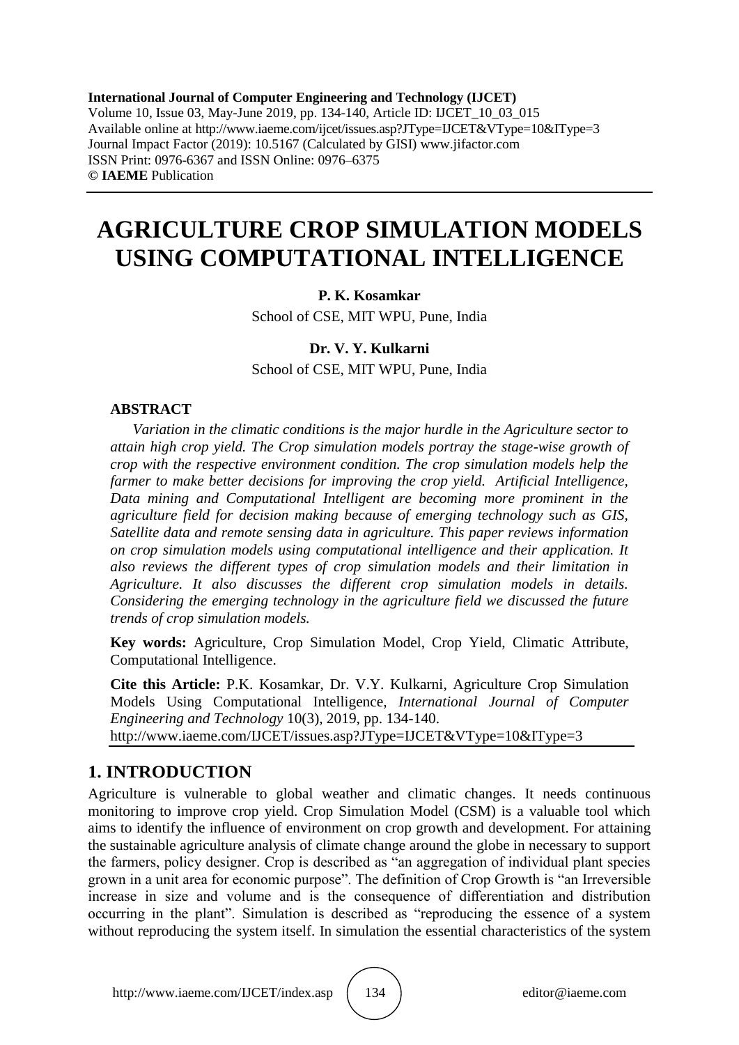**International Journal of Computer Engineering and Technology (IJCET)**
Volume 10, Issue 03, May-June 2019, pp. 134-140, Article ID: IJCET_10_03_015
Available online at http://www.iaeme.com/ijcet/issues.asp?JType=IJCET&VType=10&IType=3
Journal Impact Factor (2019): 10.5167 (Calculated by GISI) www.jifactor.com
ISSN Print: 0976-6367 and ISSN Online: 0976–6375
**©** **IAEME** Publication

# AGRICULTURE CROP SIMULATION MODELS USING COMPUTATIONAL INTELLIGENCE

**P. K. Kosamkar**

School of CSE, MIT WPU, Pune, India

**Dr. V. Y. Kulkarni**

School of CSE, MIT WPU, Pune, India

### ABSTRACT

*Variation in the climatic conditions is the major hurdle in the Agriculture sector to attain high crop yield. The Crop simulation models portray the stage-wise growth of crop with the respective environment condition. The crop simulation models help the farmer to make better decisions for improving the crop yield. Artificial Intelligence, Data mining and Computational Intelligent are becoming more prominent in the agriculture field for decision making because of emerging technology such as GIS, Satellite data and remote sensing data in agriculture. This paper reviews information on crop simulation models using computational intelligence and their application. It also reviews the different types of crop simulation models and their limitation in Agriculture. It also discusses the different crop simulation models in details. Considering the emerging technology in the agriculture field we discussed the future trends of crop simulation models.*

**Key words:** Agriculture, Crop Simulation Model, Crop Yield, Climatic Attribute, Computational Intelligence.

**Cite this Article:** P.K. Kosamkar, Dr. V.Y. Kulkarni, Agriculture Crop Simulation Models Using Computational Intelligence, *International Journal of Computer Engineering and Technology* 10(3), 2019, pp. 134-140.
http://www.iaeme.com/IJCET/issues.asp?JType=IJCET&VType=10&IType=3

## 1. INTRODUCTION

Agriculture is vulnerable to global weather and climatic changes. It needs continuous monitoring to improve crop yield. Crop Simulation Model (CSM) is a valuable tool which aims to identify the influence of environment on crop growth and development. For attaining the sustainable agriculture analysis of climate change around the globe in necessary to support the farmers, policy designer. Crop is described as "an aggregation of individual plant species grown in a unit area for economic purpose". The definition of Crop Growth is "an Irreversible increase in size and volume and is the consequence of differentiation and distribution occurring in the plant". Simulation is described as "reproducing the essence of a system without reproducing the system itself. In simulation the essential characteristics of the system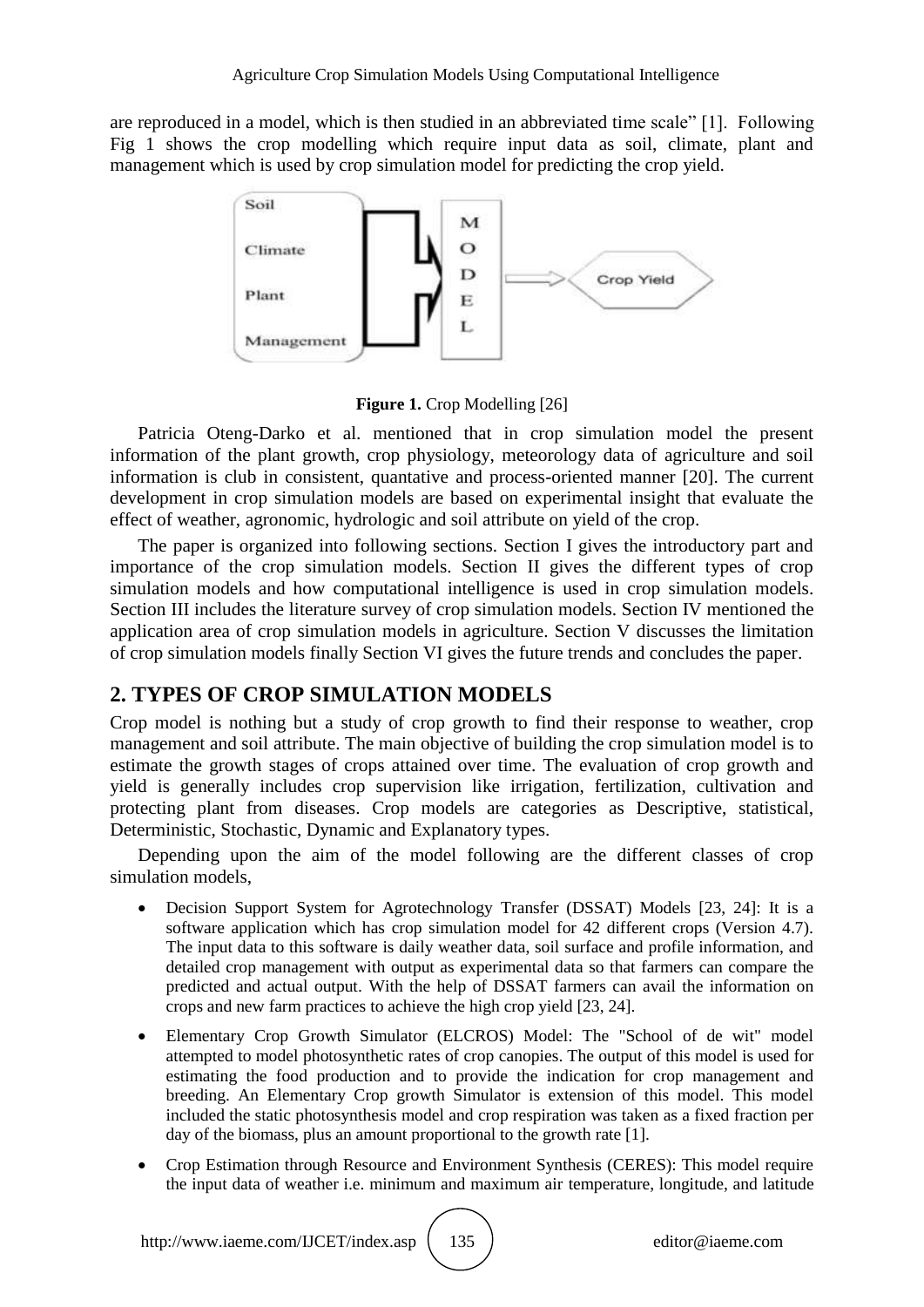are reproduced in a model, which is then studied in an abbreviated time scale" [1]. Following Fig 1 shows the crop modelling which require input data as soil, climate, plant and management which is used by crop simulation model for predicting the crop yield.

**Figure 1.** Crop Modelling [26]

Patricia Oteng-Darko et al. mentioned that in crop simulation model the present information of the plant growth, crop physiology, meteorology data of agriculture and soil information is club in consistent, quantative and process-oriented manner [20]. The current development in crop simulation models are based on experimental insight that evaluate the effect of weather, agronomic, hydrologic and soil attribute on yield of the crop.

The paper is organized into following sections. Section I gives the introductory part and importance of the crop simulation models. Section II gives the different types of crop simulation models and how computational intelligence is used in crop simulation models. Section III includes the literature survey of crop simulation models. Section IV mentioned the application area of crop simulation models in agriculture. Section V discusses the limitation of crop simulation models finally Section VI gives the future trends and concludes the paper.

## 2. TYPES OF CROP SIMULATION MODELS

Crop model is nothing but a study of crop growth to find their response to weather, crop management and soil attribute. The main objective of building the crop simulation model is to estimate the growth stages of crops attained over time. The evaluation of crop growth and yield is generally includes crop supervision like irrigation, fertilization, cultivation and protecting plant from diseases. Crop models are categories as Descriptive, statistical, Deterministic, Stochastic, Dynamic and Explanatory types.

Depending upon the aim of the model following are the different classes of crop simulation models,

- Decision Support System for Agrotechnology Transfer (DSSAT) Models [23, 24]: It is a software application which has crop simulation model for 42 different crops (Version 4.7). The input data to this software is daily weather data, soil surface and profile information, and detailed crop management with output as experimental data so that farmers can compare the predicted and actual output. With the help of DSSAT farmers can avail the information on crops and new farm practices to achieve the high crop yield [23, 24].
- Elementary Crop Growth Simulator (ELCROS) Model: The "School of de wit" model attempted to model photosynthetic rates of crop canopies. The output of this model is used for estimating the food production and to provide the indication for crop management and breeding. An Elementary Crop growth Simulator is extension of this model. This model included the static photosynthesis model and crop respiration was taken as a fixed fraction per day of the biomass, plus an amount proportional to the growth rate [1].
- Crop Estimation through Resource and Environment Synthesis (CERES): This model require the input data of weather i.e. minimum and maximum air temperature, longitude, and latitude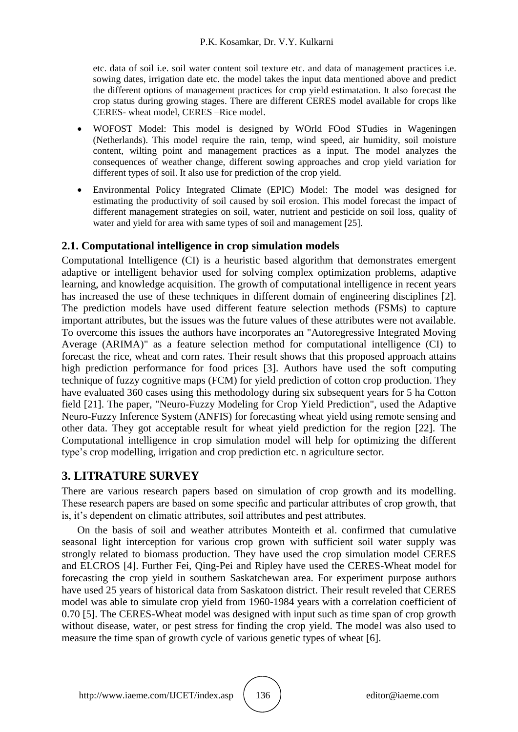etc. data of soil i.e. soil water content soil texture etc. and data of management practices i.e. sowing dates, irrigation date etc. the model takes the input data mentioned above and predict the different options of management practices for crop yield estimatation. It also forecast the crop status during growing stages. There are different CERES model available for crops like CERES- wheat model, CERES –Rice model.

- WOFOST Model: This model is designed by WOrld FOod STudies in Wageningen (Netherlands). This model require the rain, temp, wind speed, air humidity, soil moisture content, wilting point and management practices as a input. The model analyzes the consequences of weather change, different sowing approaches and crop yield variation for different types of soil. It also use for prediction of the crop yield.
- Environmental Policy Integrated Climate (EPIC) Model: The model was designed for estimating the productivity of soil caused by soil erosion. This model forecast the impact of different management strategies on soil, water, nutrient and pesticide on soil loss, quality of water and yield for area with same types of soil and management [25].

## 2.1. Computational intelligence in crop simulation models

Computational Intelligence (CI) is a heuristic based algorithm that demonstrates emergent adaptive or intelligent behavior used for solving complex optimization problems, adaptive learning, and knowledge acquisition. The growth of computational intelligence in recent years has increased the use of these techniques in different domain of engineering disciplines [2]. The prediction models have used different feature selection methods (FSMs) to capture important attributes, but the issues was the future values of these attributes were not available. To overcome this issues the authors have incorporates an "Autoregressive Integrated Moving Average (ARIMA)" as a feature selection method for computational intelligence (CI) to forecast the rice, wheat and corn rates. Their result shows that this proposed approach attains high prediction performance for food prices [3]. Authors have used the soft computing technique of fuzzy cognitive maps (FCM) for yield prediction of cotton crop production. They have evaluated 360 cases using this methodology during six subsequent years for 5 ha Cotton field [21]. The paper, "Neuro-Fuzzy Modeling for Crop Yield Prediction", used the Adaptive Neuro-Fuzzy Inference System (ANFIS) for forecasting wheat yield using remote sensing and other data. They got acceptable result for wheat yield prediction for the region [22]. The Computational intelligence in crop simulation model will help for optimizing the different type's crop modelling, irrigation and crop prediction etc. n agriculture sector.

## 3. LITRATURE SURVEY

There are various research papers based on simulation of crop growth and its modelling. These research papers are based on some specific and particular attributes of crop growth, that is, it's dependent on climatic attributes, soil attributes and pest attributes.

On the basis of soil and weather attributes Monteith et al. confirmed that cumulative seasonal light interception for various crop grown with sufficient soil water supply was strongly related to biomass production. They have used the crop simulation model CERES and ELCROS [4]. Further Fei, Qing-Pei and Ripley have used the CERES-Wheat model for forecasting the crop yield in southern Saskatchewan area. For experiment purpose authors have used 25 years of historical data from Saskatoon district. Their result reveled that CERES model was able to simulate crop yield from 1960-1984 years with a correlation coefficient of 0.70 [5]. The CERES-Wheat model was designed with input such as time span of crop growth without disease, water, or pest stress for finding the crop yield. The model was also used to measure the time span of growth cycle of various genetic types of wheat [6].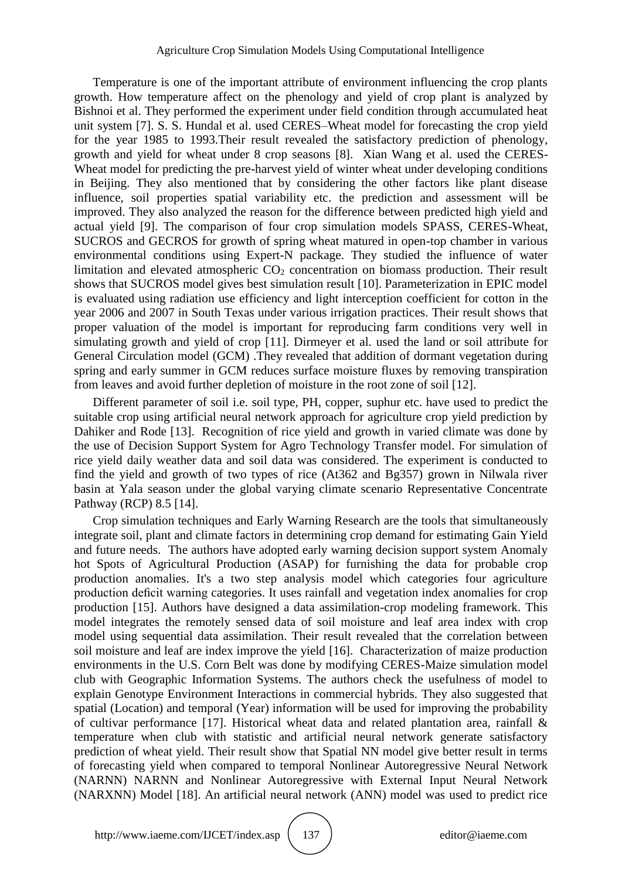Temperature is one of the important attribute of environment influencing the crop plants growth. How temperature affect on the phenology and yield of crop plant is analyzed by Bishnoi et al. They performed the experiment under field condition through accumulated heat unit system [7]. S. S. Hundal et al. used CERES–Wheat model for forecasting the crop yield for the year 1985 to 1993.Their result revealed the satisfactory prediction of phenology, growth and yield for wheat under 8 crop seasons [8]. Xian Wang et al. used the CERES-Wheat model for predicting the pre-harvest yield of winter wheat under developing conditions in Beijing. They also mentioned that by considering the other factors like plant disease influence, soil properties spatial variability etc. the prediction and assessment will be improved. They also analyzed the reason for the difference between predicted high yield and actual yield [9]. The comparison of four crop simulation models SPASS, CERES-Wheat, SUCROS and GECROS for growth of spring wheat matured in open-top chamber in various environmental conditions using Expert-N package. They studied the influence of water limitation and elevated atmospheric $CO_2$ concentration on biomass production. Their result shows that SUCROS model gives best simulation result [10]. Parameterization in EPIC model is evaluated using radiation use efficiency and light interception coefficient for cotton in the year 2006 and 2007 in South Texas under various irrigation practices. Their result shows that proper valuation of the model is important for reproducing farm conditions very well in simulating growth and yield of crop [11]. Dirmeyer et al. used the land or soil attribute for General Circulation model (GCM) .They revealed that addition of dormant vegetation during spring and early summer in GCM reduces surface moisture fluxes by removing transpiration from leaves and avoid further depletion of moisture in the root zone of soil [12].

Different parameter of soil i.e. soil type, PH, copper, suphur etc. have used to predict the suitable crop using artificial neural network approach for agriculture crop yield prediction by Dahiker and Rode [13]. Recognition of rice yield and growth in varied climate was done by the use of Decision Support System for Agro Technology Transfer model. For simulation of rice yield daily weather data and soil data was considered. The experiment is conducted to find the yield and growth of two types of rice (At362 and Bg357) grown in Nilwala river basin at Yala season under the global varying climate scenario Representative Concentrate Pathway (RCP) 8.5 [14].

Crop simulation techniques and Early Warning Research are the tools that simultaneously integrate soil, plant and climate factors in determining crop demand for estimating Gain Yield and future needs. The authors have adopted early warning decision support system Anomaly hot Spots of Agricultural Production (ASAP) for furnishing the data for probable crop production anomalies. It's a two step analysis model which categories four agriculture production deficit warning categories. It uses rainfall and vegetation index anomalies for crop production [15]. Authors have designed a data assimilation-crop modeling framework. This model integrates the remotely sensed data of soil moisture and leaf area index with crop model using sequential data assimilation. Their result revealed that the correlation between soil moisture and leaf are index improve the yield [16]. Characterization of maize production environments in the U.S. Corn Belt was done by modifying CERES-Maize simulation model club with Geographic Information Systems. The authors check the usefulness of model to explain Genotype Environment Interactions in commercial hybrids. They also suggested that spatial (Location) and temporal (Year) information will be used for improving the probability of cultivar performance [17]. Historical wheat data and related plantation area, rainfall & temperature when club with statistic and artificial neural network generate satisfactory prediction of wheat yield. Their result show that Spatial NN model give better result in terms of forecasting yield when compared to temporal Nonlinear Autoregressive Neural Network (NARNN) NARNN and Nonlinear Autoregressive with External Input Neural Network (NARXNN) Model [18]. An artificial neural network (ANN) model was used to predict rice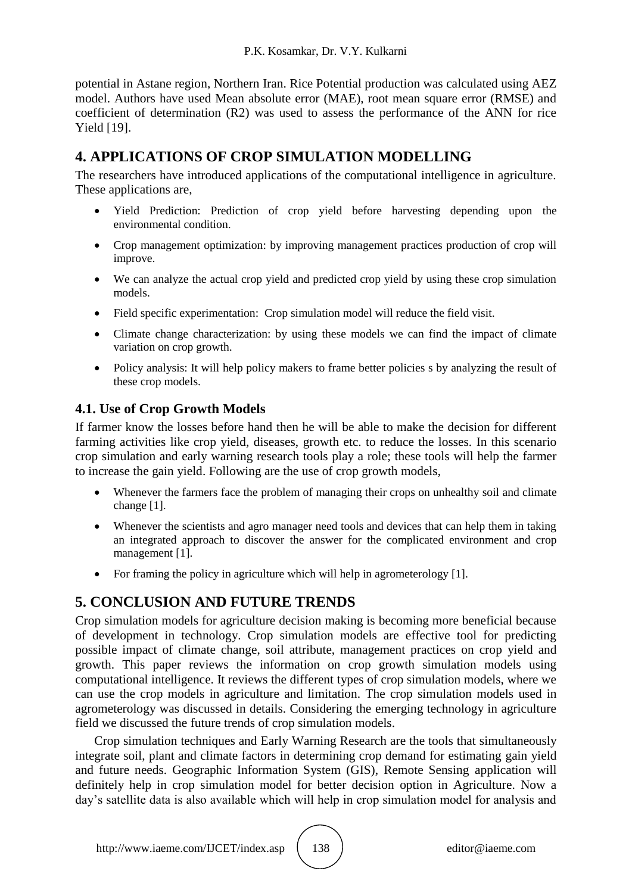potential in Astane region, Northern Iran. Rice Potential production was calculated using AEZ model. Authors have used Mean absolute error (MAE), root mean square error (RMSE) and coefficient of determination (R2) was used to assess the performance of the ANN for rice Yield [19].

## 4. APPLICATIONS OF CROP SIMULATION MODELLING

The researchers have introduced applications of the computational intelligence in agriculture. These applications are,

- Yield Prediction: Prediction of crop yield before harvesting depending upon the environmental condition.
- Crop management optimization: by improving management practices production of crop will improve.
- We can analyze the actual crop yield and predicted crop yield by using these crop simulation models.
- Field specific experimentation: Crop simulation model will reduce the field visit.
- Climate change characterization: by using these models we can find the impact of climate variation on crop growth.
- Policy analysis: It will help policy makers to frame better policies s by analyzing the result of these crop models.

### 4.1. Use of Crop Growth Models

If farmer know the losses before hand then he will be able to make the decision for different farming activities like crop yield, diseases, growth etc. to reduce the losses. In this scenario crop simulation and early warning research tools play a role; these tools will help the farmer to increase the gain yield. Following are the use of crop growth models,

- Whenever the farmers face the problem of managing their crops on unhealthy soil and climate change [1].
- Whenever the scientists and agro manager need tools and devices that can help them in taking an integrated approach to discover the answer for the complicated environment and crop management [1].
- For framing the policy in agriculture which will help in agrometerology [1].

## 5. CONCLUSION AND FUTURE TRENDS

Crop simulation models for agriculture decision making is becoming more beneficial because of development in technology. Crop simulation models are effective tool for predicting possible impact of climate change, soil attribute, management practices on crop yield and growth. This paper reviews the information on crop growth simulation models using computational intelligence. It reviews the different types of crop simulation models, where we can use the crop models in agriculture and limitation. The crop simulation models used in agrometerology was discussed in details. Considering the emerging technology in agriculture field we discussed the future trends of crop simulation models.

Crop simulation techniques and Early Warning Research are the tools that simultaneously integrate soil, plant and climate factors in determining crop demand for estimating gain yield and future needs. Geographic Information System (GIS), Remote Sensing application will definitely help in crop simulation model for better decision option in Agriculture. Now a day's satellite data is also available which will help in crop simulation model for analysis and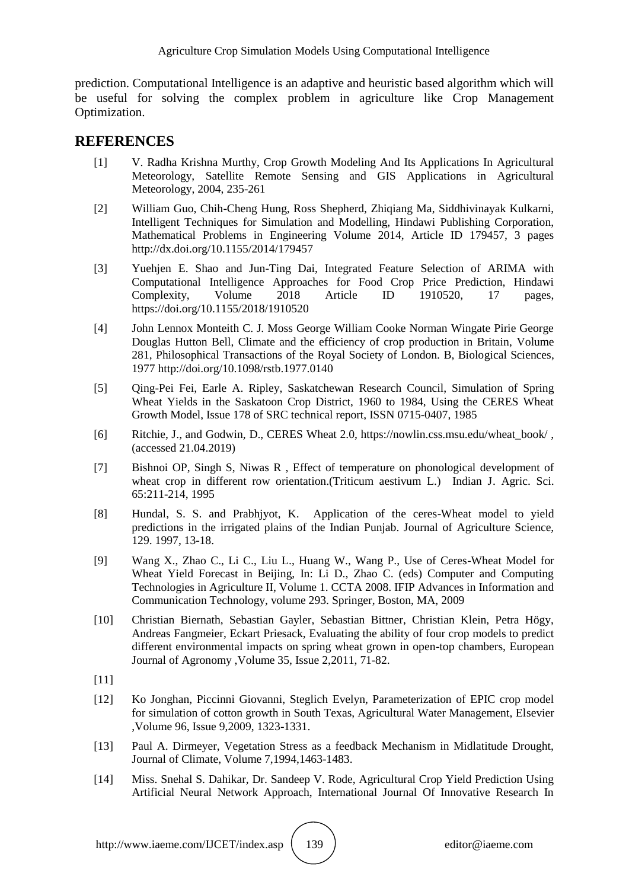prediction. Computational Intelligence is an adaptive and heuristic based algorithm which will be useful for solving the complex problem in agriculture like Crop Management Optimization.

## REFERENCES

[1] V. Radha Krishna Murthy, Crop Growth Modeling And Its Applications In Agricultural Meteorology, Satellite Remote Sensing and GIS Applications in Agricultural Meteorology, 2004, 235-261

[2] William Guo, Chih-Cheng Hung, Ross Shepherd, Zhiqiang Ma, Siddhivinayak Kulkarni, Intelligent Techniques for Simulation and Modelling, Hindawi Publishing Corporation, Mathematical Problems in Engineering Volume 2014, Article ID 179457, 3 pages http://dx.doi.org/10.1155/2014/179457

[3] Yuehjen E. Shao and Jun-Ting Dai, Integrated Feature Selection of ARIMA with Computational Intelligence Approaches for Food Crop Price Prediction, Hindawi Complexity, Volume 2018 Article ID 1910520, 17 pages, https://doi.org/10.1155/2018/1910520

[4] John Lennox Monteith C. J. Moss George William Cooke Norman Wingate Pirie George Douglas Hutton Bell, Climate and the efficiency of crop production in Britain, Volume 281, Philosophical Transactions of the Royal Society of London. B, Biological Sciences, 1977 http://doi.org/10.1098/rstb.1977.0140

[5] Qing-Pei Fei, Earle A. Ripley, Saskatchewan Research Council, Simulation of Spring Wheat Yields in the Saskatoon Crop District, 1960 to 1984, Using the CERES Wheat Growth Model, Issue 178 of SRC technical report, ISSN 0715-0407, 1985

[6] Ritchie, J., and Godwin, D., CERES Wheat 2.0, https://nowlin.css.msu.edu/wheat_book/ , (accessed 21.04.2019)

[7] Bishnoi OP, Singh S, Niwas R , Effect of temperature on phonological development of wheat crop in different row orientation.(Triticum aestivum L.) Indian J. Agric. Sci. 65:211-214, 1995

[8] Hundal, S. S. and Prabhjyot, K. Application of the ceres-Wheat model to yield predictions in the irrigated plains of the Indian Punjab. Journal of Agriculture Science, 129. 1997, 13-18.

[9] Wang X., Zhao C., Li C., Liu L., Huang W., Wang P., Use of Ceres-Wheat Model for Wheat Yield Forecast in Beijing, In: Li D., Zhao C. (eds) Computer and Computing Technologies in Agriculture II, Volume 1. CCTA 2008. IFIP Advances in Information and Communication Technology, volume 293. Springer, Boston, MA, 2009

[10] Christian Biernath, Sebastian Gayler, Sebastian Bittner, Christian Klein, Petra Högy, Andreas Fangmeier, Eckart Priesack, Evaluating the ability of four crop models to predict different environmental impacts on spring wheat grown in open-top chambers, European Journal of Agronomy ,Volume 35, Issue 2,2011, 71-82.

[11]

[12] Ko Jonghan, Piccinni Giovanni, Steglich Evelyn, Parameterization of EPIC crop model for simulation of cotton growth in South Texas, Agricultural Water Management, Elsevier ,Volume 96, Issue 9,2009, 1323-1331.

[13] Paul A. Dirmeyer, Vegetation Stress as a feedback Mechanism in Midlatitude Drought, Journal of Climate, Volume 7,1994,1463-1483.

[14] Miss. Snehal S. Dahikar, Dr. Sandeep V. Rode, Agricultural Crop Yield Prediction Using Artificial Neural Network Approach, International Journal Of Innovative Research In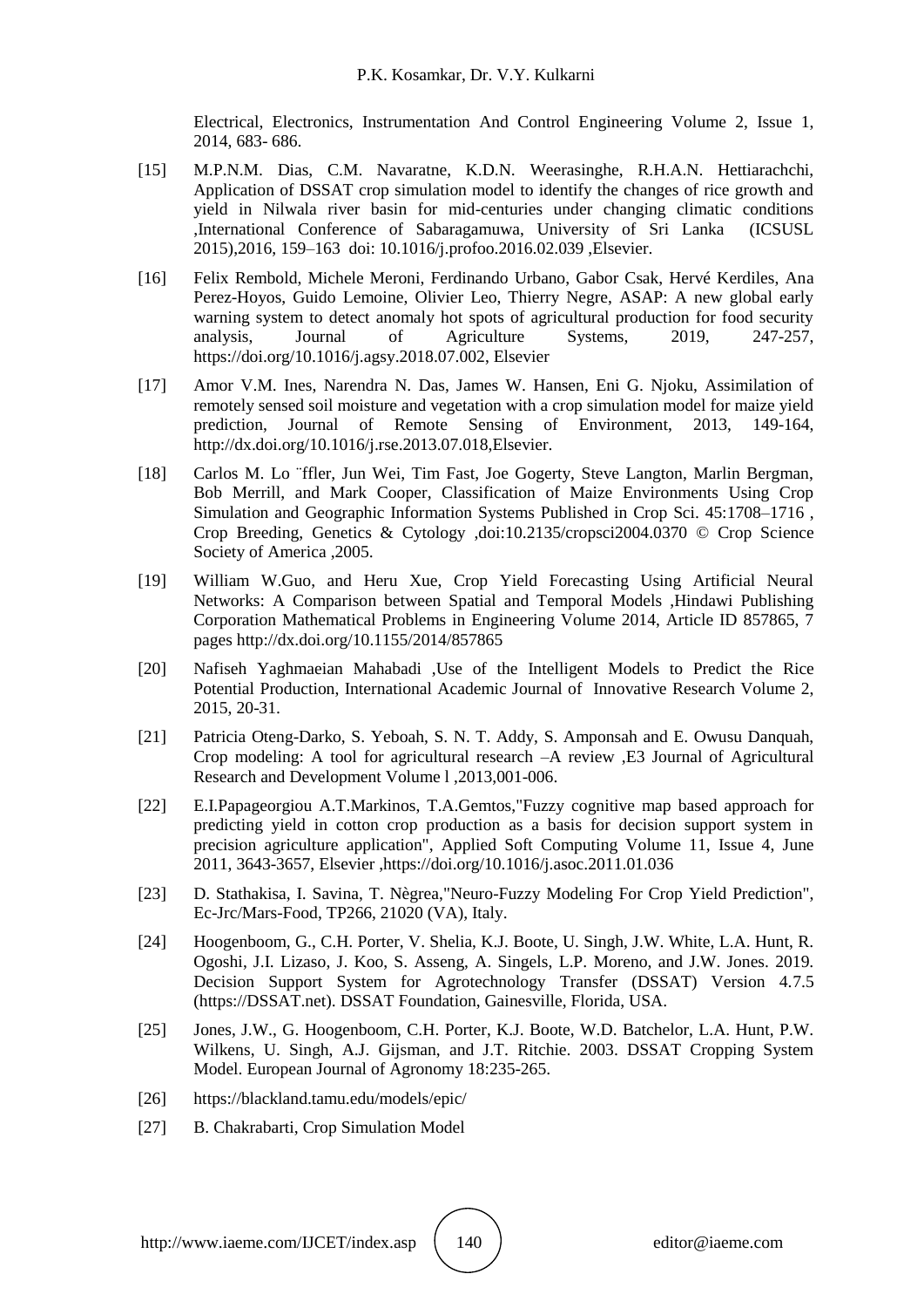Electrical, Electronics, Instrumentation And Control Engineering Volume 2, Issue 1, 2014, 683- 686.

[15] M.P.N.M. Dias, C.M. Navaratne, K.D.N. Weerasinghe, R.H.A.N. Hettiarachchi, Application of DSSAT crop simulation model to identify the changes of rice growth and yield in Nilwala river basin for mid-centuries under changing climatic conditions ,International Conference of Sabaragamuwa, University of Sri Lanka (ICSUSL 2015),2016, 159–163 doi: 10.1016/j.profoo.2016.02.039 ,Elsevier.

[16] Felix Rembold, Michele Meroni, Ferdinando Urbano, Gabor Csak, Hervé Kerdiles, Ana Perez-Hoyos, Guido Lemoine, Olivier Leo, Thierry Negre, ASAP: A new global early warning system to detect anomaly hot spots of agricultural production for food security analysis, Journal of Agriculture Systems, 2019, 247-257, https://doi.org/10.1016/j.agsy.2018.07.002, Elsevier

[17] Amor V.M. Ines, Narendra N. Das, James W. Hansen, Eni G. Njoku, Assimilation of remotely sensed soil moisture and vegetation with a crop simulation model for maize yield prediction, Journal of Remote Sensing of Environment, 2013, 149-164, http://dx.doi.org/10.1016/j.rse.2013.07.018,Elsevier.

[18] Carlos M. Lo ¨ffler, Jun Wei, Tim Fast, Joe Gogerty, Steve Langton, Marlin Bergman, Bob Merrill, and Mark Cooper, Classification of Maize Environments Using Crop Simulation and Geographic Information Systems Published in Crop Sci. 45:1708–1716 , Crop Breeding, Genetics & Cytology ,doi:10.2135/cropsci2004.0370 © Crop Science Society of America ,2005.

[19] William W.Guo, and Heru Xue, Crop Yield Forecasting Using Artificial Neural Networks: A Comparison between Spatial and Temporal Models ,Hindawi Publishing Corporation Mathematical Problems in Engineering Volume 2014, Article ID 857865, 7 pages http://dx.doi.org/10.1155/2014/857865

[20] Nafiseh Yaghmaeian Mahabadi ,Use of the Intelligent Models to Predict the Rice Potential Production, International Academic Journal of Innovative Research Volume 2, 2015, 20-31.

[21] Patricia Oteng-Darko, S. Yeboah, S. N. T. Addy, S. Amponsah and E. Owusu Danquah, Crop modeling: A tool for agricultural research –A review ,E3 Journal of Agricultural Research and Development Volume l ,2013,001-006.

[22] E.I.Papageorgiou A.T.Markinos, T.A.Gemtos,"Fuzzy cognitive map based approach for predicting yield in cotton crop production as a basis for decision support system in precision agriculture application", Applied Soft Computing Volume 11, Issue 4, June 2011, 3643-3657, Elsevier ,https://doi.org/10.1016/j.asoc.2011.01.036

[23] D. Stathakisa, I. Savina, T. Nègrea,"Neuro-Fuzzy Modeling For Crop Yield Prediction", Ec-Jrc/Mars-Food, TP266, 21020 (VA), Italy.

[24] Hoogenboom, G., C.H. Porter, V. Shelia, K.J. Boote, U. Singh, J.W. White, L.A. Hunt, R. Ogoshi, J.I. Lizaso, J. Koo, S. Asseng, A. Singels, L.P. Moreno, and J.W. Jones. 2019. Decision Support System for Agrotechnology Transfer (DSSAT) Version 4.7.5 (https://DSSAT.net). DSSAT Foundation, Gainesville, Florida, USA.

[25] Jones, J.W., G. Hoogenboom, C.H. Porter, K.J. Boote, W.D. Batchelor, L.A. Hunt, P.W. Wilkens, U. Singh, A.J. Gijsman, and J.T. Ritchie. 2003. DSSAT Cropping System Model. European Journal of Agronomy 18:235-265.

[26] https://blackland.tamu.edu/models/epic/

[27] B. Chakrabarti, Crop Simulation Model